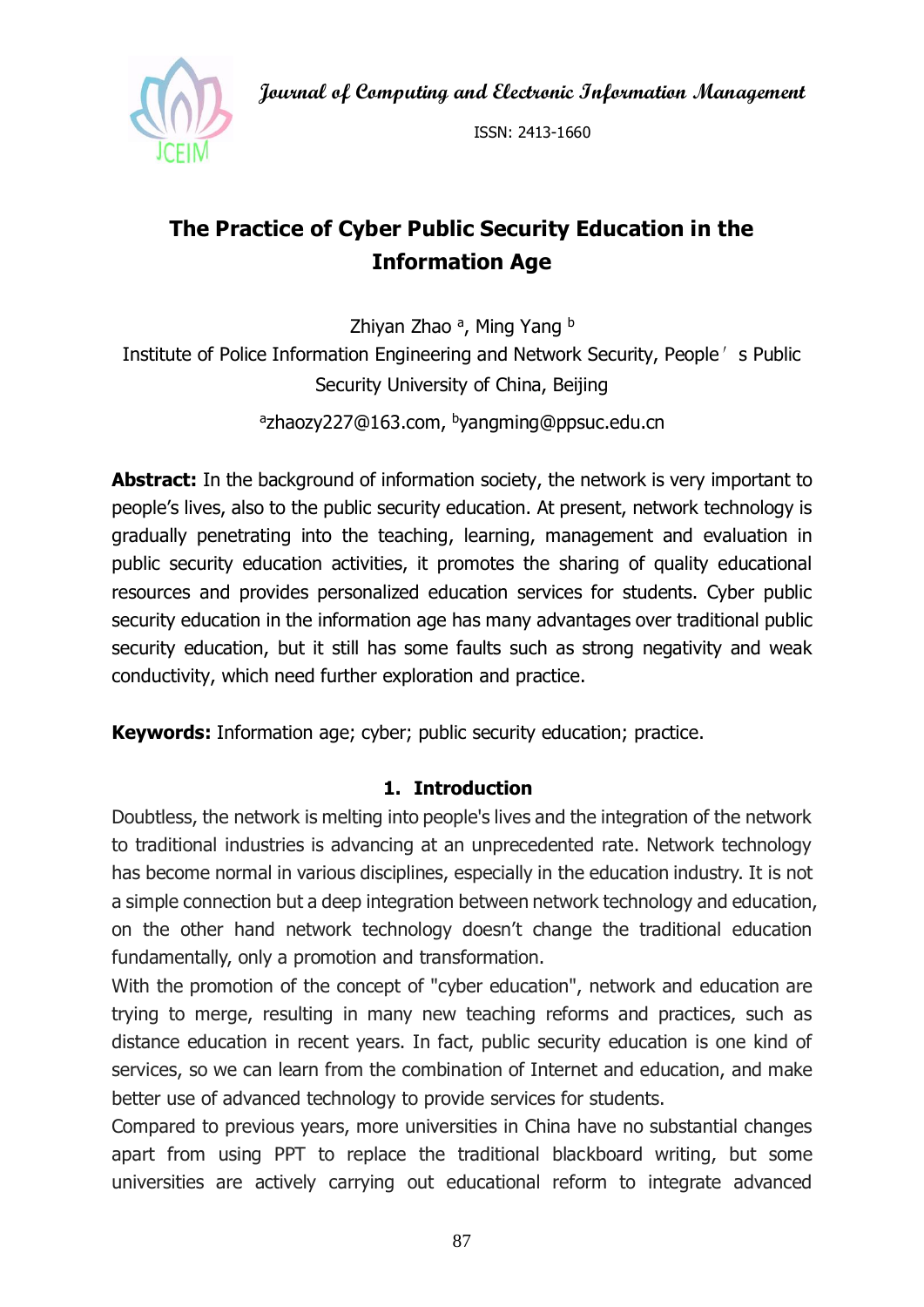# The Practice of Cyber Public Security Education in the Information Age

Zhiyan Zhao [a], Ming Yang [b]

Institute of Police Information Engineering and Network Security, People′s Public Security University of China, Beijing

[a]zhaozy227@163.com, [b]yangming@ppsuc.edu.cn

**Abstract:** In the background of information society, the network is very important to people's lives, also to the public security education. At present, network technology is gradually penetrating into the teaching, learning, management and evaluation in public security education activities, it promotes the sharing of quality educational resources and provides personalized education services for students. Cyber public security education in the information age has many advantages over traditional public security education, but it still has some faults such as strong negativity and weak conductivity, which need further exploration and practice.

**Keywords:** Information age; cyber; public security education; practice.

## 1. Introduction

Doubtless, the network is melting into people's lives and the integration of the network to traditional industries is advancing at an unprecedented rate. Network technology has become normal in various disciplines, especially in the education industry. It is not a simple connection but a deep integration between network technology and education, on the other hand network technology doesn't change the traditional education fundamentally, only a promotion and transformation.

With the promotion of the concept of "cyber education", network and education are trying to merge, resulting in many new teaching reforms and practices, such as distance education in recent years. In fact, public security education is one kind of services, so we can learn from the combination of Internet and education, and make better use of advanced technology to provide services for students.

Compared to previous years, more universities in China have no substantial changes apart from using PPT to replace the traditional blackboard writing, but some universities are actively carrying out educational reform to integrate advanced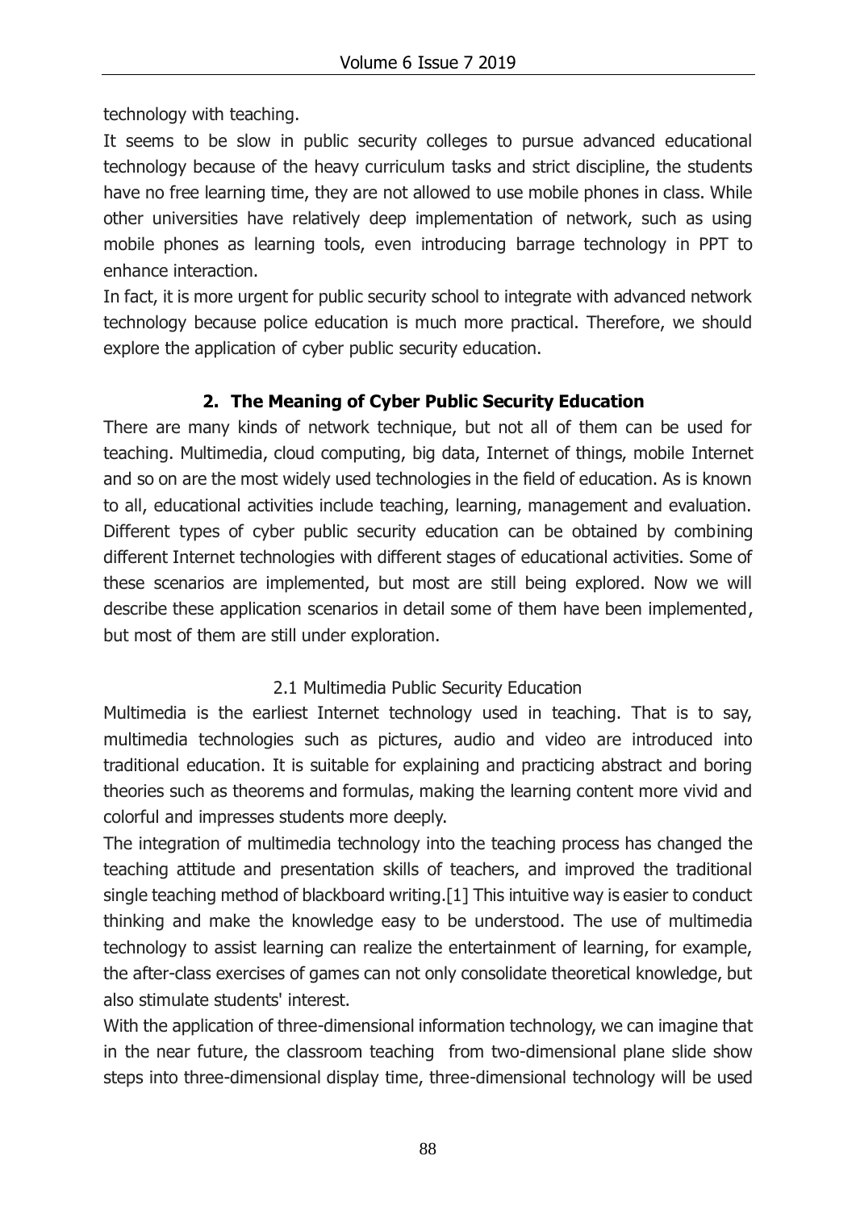technology with teaching.

It seems to be slow in public security colleges to pursue advanced educational technology because of the heavy curriculum tasks and strict discipline, the students have no free learning time, they are not allowed to use mobile phones in class. While other universities have relatively deep implementation of network, such as using mobile phones as learning tools, even introducing barrage technology in PPT to enhance interaction.

In fact, it is more urgent for public security school to integrate with advanced network technology because police education is much more practical. Therefore, we should explore the application of cyber public security education.

## 2. The Meaning of Cyber Public Security Education

There are many kinds of network technique, but not all of them can be used for teaching. Multimedia, cloud computing, big data, Internet of things, mobile Internet and so on are the most widely used technologies in the field of education. As is known to all, educational activities include teaching, learning, management and evaluation. Different types of cyber public security education can be obtained by combining different Internet technologies with different stages of educational activities. Some of these scenarios are implemented, but most are still being explored. Now we will describe these application scenarios in detail some of them have been implemented, but most of them are still under exploration.

### 2.1 Multimedia Public Security Education

Multimedia is the earliest Internet technology used in teaching. That is to say, multimedia technologies such as pictures, audio and video are introduced into traditional education. It is suitable for explaining and practicing abstract and boring theories such as theorems and formulas, making the learning content more vivid and colorful and impresses students more deeply.

The integration of multimedia technology into the teaching process has changed the teaching attitude and presentation skills of teachers, and improved the traditional single teaching method of blackboard writing.[1] This intuitive way is easier to conduct thinking and make the knowledge easy to be understood. The use of multimedia technology to assist learning can realize the entertainment of learning, for example, the after-class exercises of games can not only consolidate theoretical knowledge, but also stimulate students' interest.

With the application of three-dimensional information technology, we can imagine that in the near future, the classroom teaching from two-dimensional plane slide show steps into three-dimensional display time, three-dimensional technology will be used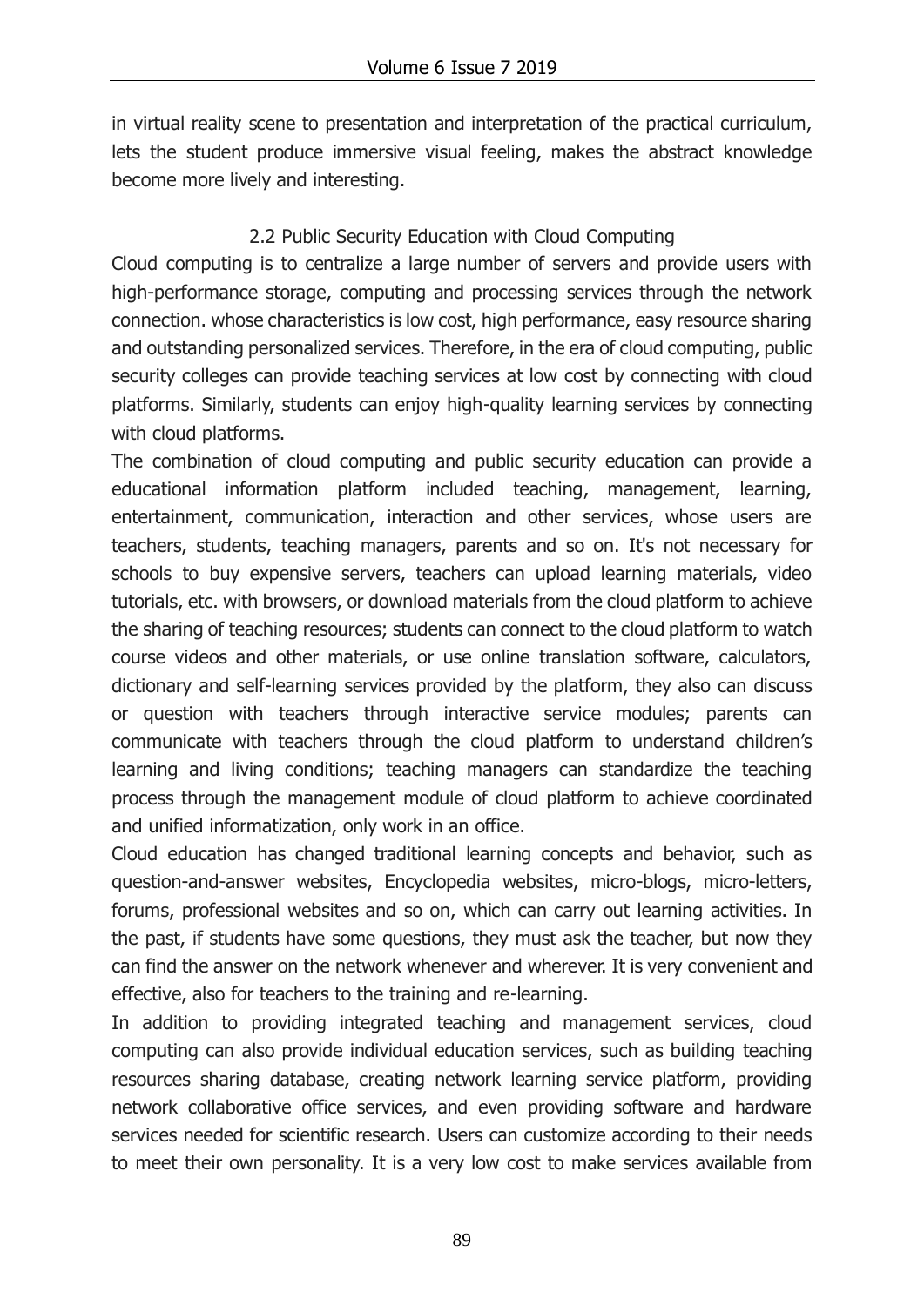in virtual reality scene to presentation and interpretation of the practical curriculum, lets the student produce immersive visual feeling, makes the abstract knowledge become more lively and interesting.

### 2.2 Public Security Education with Cloud Computing

Cloud computing is to centralize a large number of servers and provide users with high-performance storage, computing and processing services through the network connection. whose characteristics is low cost, high performance, easy resource sharing and outstanding personalized services. Therefore, in the era of cloud computing, public security colleges can provide teaching services at low cost by connecting with cloud platforms. Similarly, students can enjoy high-quality learning services by connecting with cloud platforms.

The combination of cloud computing and public security education can provide a educational information platform included teaching, management, learning, entertainment, communication, interaction and other services, whose users are teachers, students, teaching managers, parents and so on. It's not necessary for schools to buy expensive servers, teachers can upload learning materials, video tutorials, etc. with browsers, or download materials from the cloud platform to achieve the sharing of teaching resources; students can connect to the cloud platform to watch course videos and other materials, or use online translation software, calculators, dictionary and self-learning services provided by the platform, they also can discuss or question with teachers through interactive service modules; parents can communicate with teachers through the cloud platform to understand children's learning and living conditions; teaching managers can standardize the teaching process through the management module of cloud platform to achieve coordinated and unified informatization, only work in an office.

Cloud education has changed traditional learning concepts and behavior, such as question-and-answer websites, Encyclopedia websites, micro-blogs, micro-letters, forums, professional websites and so on, which can carry out learning activities. In the past, if students have some questions, they must ask the teacher, but now they can find the answer on the network whenever and wherever. It is very convenient and effective, also for teachers to the training and re-learning.

In addition to providing integrated teaching and management services, cloud computing can also provide individual education services, such as building teaching resources sharing database, creating network learning service platform, providing network collaborative office services, and even providing software and hardware services needed for scientific research. Users can customize according to their needs to meet their own personality. It is a very low cost to make services available from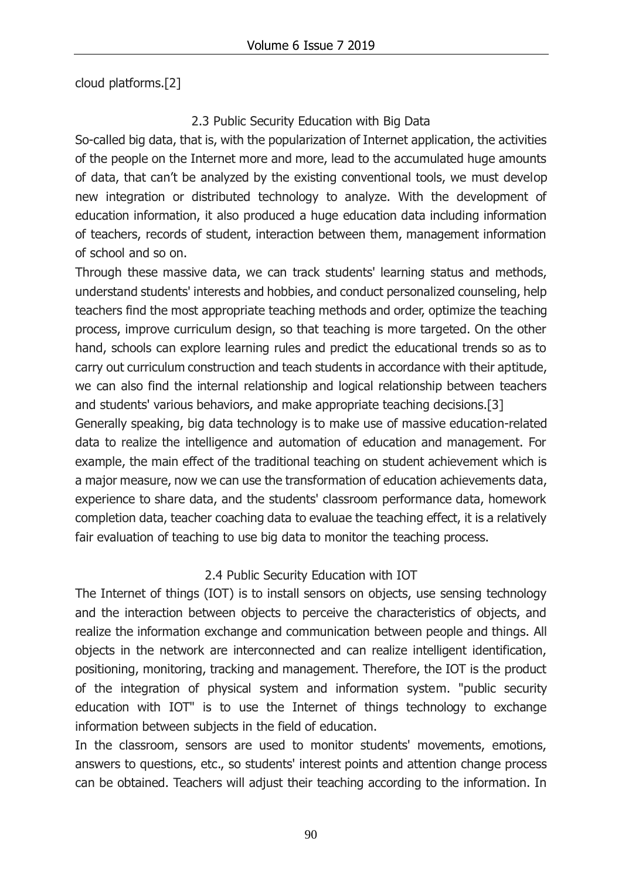cloud platforms.[2]

### 2.3 Public Security Education with Big Data

So-called big data, that is, with the popularization of Internet application, the activities of the people on the Internet more and more, lead to the accumulated huge amounts of data, that can't be analyzed by the existing conventional tools, we must develop new integration or distributed technology to analyze. With the development of education information, it also produced a huge education data including information of teachers, records of student, interaction between them, management information of school and so on.

Through these massive data, we can track students' learning status and methods, understand students' interests and hobbies, and conduct personalized counseling, help teachers find the most appropriate teaching methods and order, optimize the teaching process, improve curriculum design, so that teaching is more targeted. On the other hand, schools can explore learning rules and predict the educational trends so as to carry out curriculum construction and teach students in accordance with their aptitude, we can also find the internal relationship and logical relationship between teachers and students' various behaviors, and make appropriate teaching decisions.[3]

Generally speaking, big data technology is to make use of massive education-related data to realize the intelligence and automation of education and management. For example, the main effect of the traditional teaching on student achievement which is a major measure, now we can use the transformation of education achievements data, experience to share data, and the students' classroom performance data, homework completion data, teacher coaching data to evaluae the teaching effect, it is a relatively fair evaluation of teaching to use big data to monitor the teaching process.

### 2.4 Public Security Education with IOT

The Internet of things (IOT) is to install sensors on objects, use sensing technology and the interaction between objects to perceive the characteristics of objects, and realize the information exchange and communication between people and things. All objects in the network are interconnected and can realize intelligent identification, positioning, monitoring, tracking and management. Therefore, the IOT is the product of the integration of physical system and information system. "public security education with IOT" is to use the Internet of things technology to exchange information between subjects in the field of education.

In the classroom, sensors are used to monitor students' movements, emotions, answers to questions, etc., so students' interest points and attention change process can be obtained. Teachers will adjust their teaching according to the information. In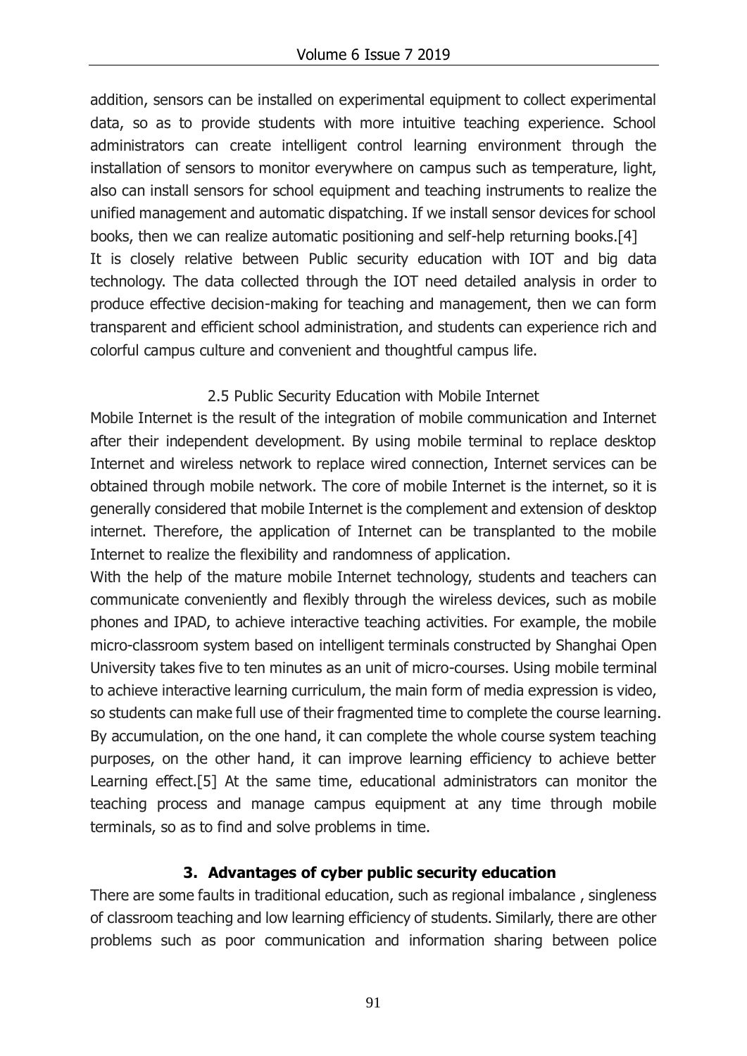addition, sensors can be installed on experimental equipment to collect experimental data, so as to provide students with more intuitive teaching experience. School administrators can create intelligent control learning environment through the installation of sensors to monitor everywhere on campus such as temperature, light, also can install sensors for school equipment and teaching instruments to realize the unified management and automatic dispatching. If we install sensor devices for school books, then we can realize automatic positioning and self-help returning books.[4]

It is closely relative between Public security education with IOT and big data technology. The data collected through the IOT need detailed analysis in order to produce effective decision-making for teaching and management, then we can form transparent and efficient school administration, and students can experience rich and colorful campus culture and convenient and thoughtful campus life.

### 2.5 Public Security Education with Mobile Internet

Mobile Internet is the result of the integration of mobile communication and Internet after their independent development. By using mobile terminal to replace desktop Internet and wireless network to replace wired connection, Internet services can be obtained through mobile network. The core of mobile Internet is the internet, so it is generally considered that mobile Internet is the complement and extension of desktop internet. Therefore, the application of Internet can be transplanted to the mobile Internet to realize the flexibility and randomness of application.

With the help of the mature mobile Internet technology, students and teachers can communicate conveniently and flexibly through the wireless devices, such as mobile phones and IPAD, to achieve interactive teaching activities. For example, the mobile micro-classroom system based on intelligent terminals constructed by Shanghai Open University takes five to ten minutes as an unit of micro-courses. Using mobile terminal to achieve interactive learning curriculum, the main form of media expression is video, so students can make full use of their fragmented time to complete the course learning. By accumulation, on the one hand, it can complete the whole course system teaching purposes, on the other hand, it can improve learning efficiency to achieve better Learning effect.[5] At the same time, educational administrators can monitor the teaching process and manage campus equipment at any time through mobile terminals, so as to find and solve problems in time.

## 3. Advantages of cyber public security education

There are some faults in traditional education, such as regional imbalance , singleness of classroom teaching and low learning efficiency of students. Similarly, there are other problems such as poor communication and information sharing between police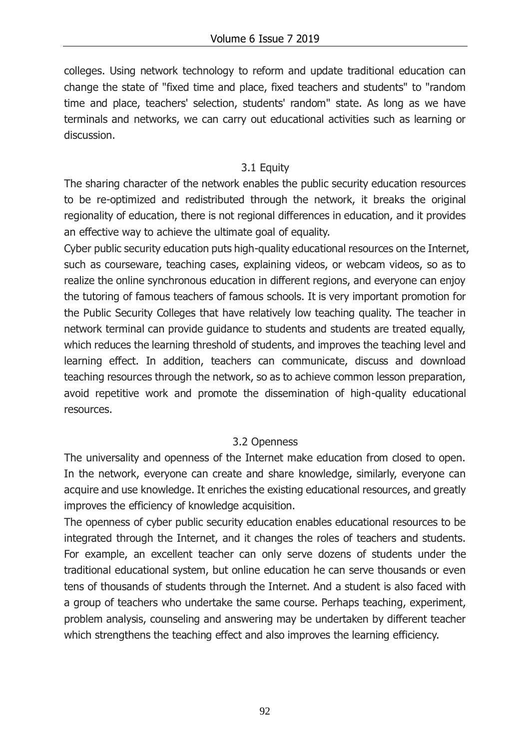colleges. Using network technology to reform and update traditional education can change the state of "fixed time and place, fixed teachers and students" to "random time and place, teachers' selection, students' random" state. As long as we have terminals and networks, we can carry out educational activities such as learning or discussion.

### 3.1 Equity

The sharing character of the network enables the public security education resources to be re-optimized and redistributed through the network, it breaks the original regionality of education, there is not regional differences in education, and it provides an effective way to achieve the ultimate goal of equality.

Cyber public security education puts high-quality educational resources on the Internet, such as courseware, teaching cases, explaining videos, or webcam videos, so as to realize the online synchronous education in different regions, and everyone can enjoy the tutoring of famous teachers of famous schools. It is very important promotion for the Public Security Colleges that have relatively low teaching quality. The teacher in network terminal can provide guidance to students and students are treated equally, which reduces the learning threshold of students, and improves the teaching level and learning effect. In addition, teachers can communicate, discuss and download teaching resources through the network, so as to achieve common lesson preparation, avoid repetitive work and promote the dissemination of high-quality educational resources.

### 3.2 Openness

The universality and openness of the Internet make education from closed to open. In the network, everyone can create and share knowledge, similarly, everyone can acquire and use knowledge. It enriches the existing educational resources, and greatly improves the efficiency of knowledge acquisition.

The openness of cyber public security education enables educational resources to be integrated through the Internet, and it changes the roles of teachers and students. For example, an excellent teacher can only serve dozens of students under the traditional educational system, but online education he can serve thousands or even tens of thousands of students through the Internet. And a student is also faced with a group of teachers who undertake the same course. Perhaps teaching, experiment, problem analysis, counseling and answering may be undertaken by different teacher which strengthens the teaching effect and also improves the learning efficiency.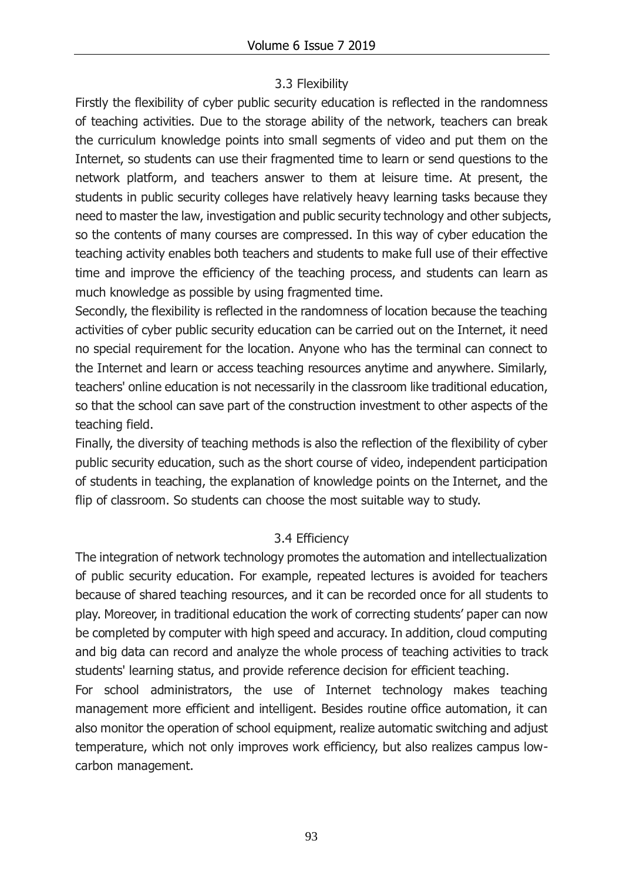### 3.3 Flexibility

Firstly the flexibility of cyber public security education is reflected in the randomness of teaching activities. Due to the storage ability of the network, teachers can break the curriculum knowledge points into small segments of video and put them on the Internet, so students can use their fragmented time to learn or send questions to the network platform, and teachers answer to them at leisure time. At present, the students in public security colleges have relatively heavy learning tasks because they need to master the law, investigation and public security technology and other subjects, so the contents of many courses are compressed. In this way of cyber education the teaching activity enables both teachers and students to make full use of their effective time and improve the efficiency of the teaching process, and students can learn as much knowledge as possible by using fragmented time.

Secondly, the flexibility is reflected in the randomness of location because the teaching activities of cyber public security education can be carried out on the Internet, it need no special requirement for the location. Anyone who has the terminal can connect to the Internet and learn or access teaching resources anytime and anywhere. Similarly, teachers' online education is not necessarily in the classroom like traditional education, so that the school can save part of the construction investment to other aspects of the teaching field.

Finally, the diversity of teaching methods is also the reflection of the flexibility of cyber public security education, such as the short course of video, independent participation of students in teaching, the explanation of knowledge points on the Internet, and the flip of classroom. So students can choose the most suitable way to study.

### 3.4 Efficiency

The integration of network technology promotes the automation and intellectualization of public security education. For example, repeated lectures is avoided for teachers because of shared teaching resources, and it can be recorded once for all students to play. Moreover, in traditional education the work of correcting students' paper can now be completed by computer with high speed and accuracy. In addition, cloud computing and big data can record and analyze the whole process of teaching activities to track students' learning status, and provide reference decision for efficient teaching.

For school administrators, the use of Internet technology makes teaching management more efficient and intelligent. Besides routine office automation, it can also monitor the operation of school equipment, realize automatic switching and adjust temperature, which not only improves work efficiency, but also realizes campus low-carbon management.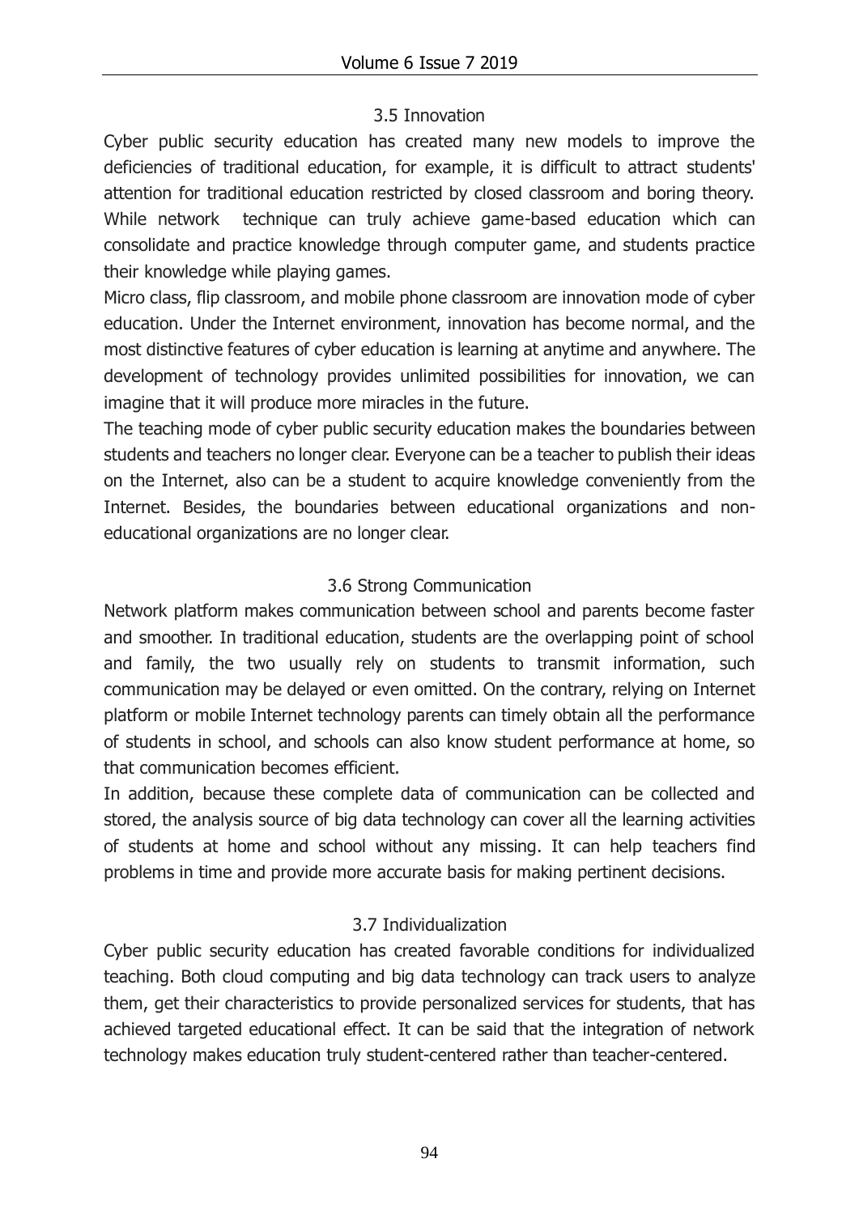### 3.5 Innovation

Cyber public security education has created many new models to improve the deficiencies of traditional education, for example, it is difficult to attract students' attention for traditional education restricted by closed classroom and boring theory. While network technique can truly achieve game-based education which can consolidate and practice knowledge through computer game, and students practice their knowledge while playing games.

Micro class, flip classroom, and mobile phone classroom are innovation mode of cyber education. Under the Internet environment, innovation has become normal, and the most distinctive features of cyber education is learning at anytime and anywhere. The development of technology provides unlimited possibilities for innovation, we can imagine that it will produce more miracles in the future.

The teaching mode of cyber public security education makes the boundaries between students and teachers no longer clear. Everyone can be a teacher to publish their ideas on the Internet, also can be a student to acquire knowledge conveniently from the Internet. Besides, the boundaries between educational organizations and non-educational organizations are no longer clear.

### 3.6 Strong Communication

Network platform makes communication between school and parents become faster and smoother. In traditional education, students are the overlapping point of school and family, the two usually rely on students to transmit information, such communication may be delayed or even omitted. On the contrary, relying on Internet platform or mobile Internet technology parents can timely obtain all the performance of students in school, and schools can also know student performance at home, so that communication becomes efficient.

In addition, because these complete data of communication can be collected and stored, the analysis source of big data technology can cover all the learning activities of students at home and school without any missing. It can help teachers find problems in time and provide more accurate basis for making pertinent decisions.

### 3.7 Individualization

Cyber public security education has created favorable conditions for individualized teaching. Both cloud computing and big data technology can track users to analyze them, get their characteristics to provide personalized services for students, that has achieved targeted educational effect. It can be said that the integration of network technology makes education truly student-centered rather than teacher-centered.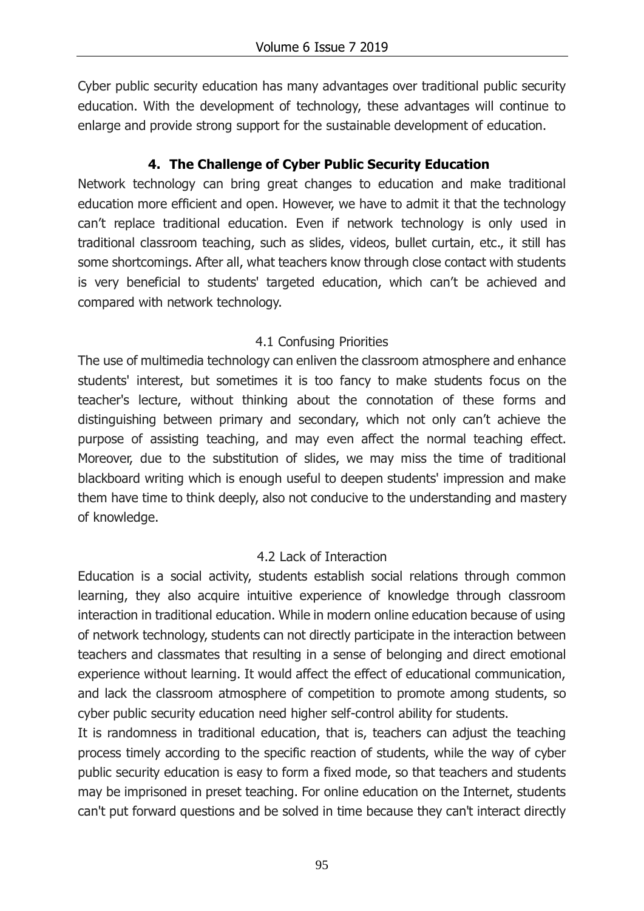Cyber public security education has many advantages over traditional public security education. With the development of technology, these advantages will continue to enlarge and provide strong support for the sustainable development of education.

## 4. The Challenge of Cyber Public Security Education

Network technology can bring great changes to education and make traditional education more efficient and open. However, we have to admit it that the technology can't replace traditional education. Even if network technology is only used in traditional classroom teaching, such as slides, videos, bullet curtain, etc., it still has some shortcomings. After all, what teachers know through close contact with students is very beneficial to students' targeted education, which can't be achieved and compared with network technology.

### 4.1 Confusing Priorities

The use of multimedia technology can enliven the classroom atmosphere and enhance students' interest, but sometimes it is too fancy to make students focus on the teacher's lecture, without thinking about the connotation of these forms and distinguishing between primary and secondary, which not only can't achieve the purpose of assisting teaching, and may even affect the normal teaching effect. Moreover, due to the substitution of slides, we may miss the time of traditional blackboard writing which is enough useful to deepen students' impression and make them have time to think deeply, also not conducive to the understanding and mastery of knowledge.

### 4.2 Lack of Interaction

Education is a social activity, students establish social relations through common learning, they also acquire intuitive experience of knowledge through classroom interaction in traditional education. While in modern online education because of using of network technology, students can not directly participate in the interaction between teachers and classmates that resulting in a sense of belonging and direct emotional experience without learning. It would affect the effect of educational communication, and lack the classroom atmosphere of competition to promote among students, so cyber public security education need higher self-control ability for students.

It is randomness in traditional education, that is, teachers can adjust the teaching process timely according to the specific reaction of students, while the way of cyber public security education is easy to form a fixed mode, so that teachers and students may be imprisoned in preset teaching. For online education on the Internet, students can't put forward questions and be solved in time because they can't interact directly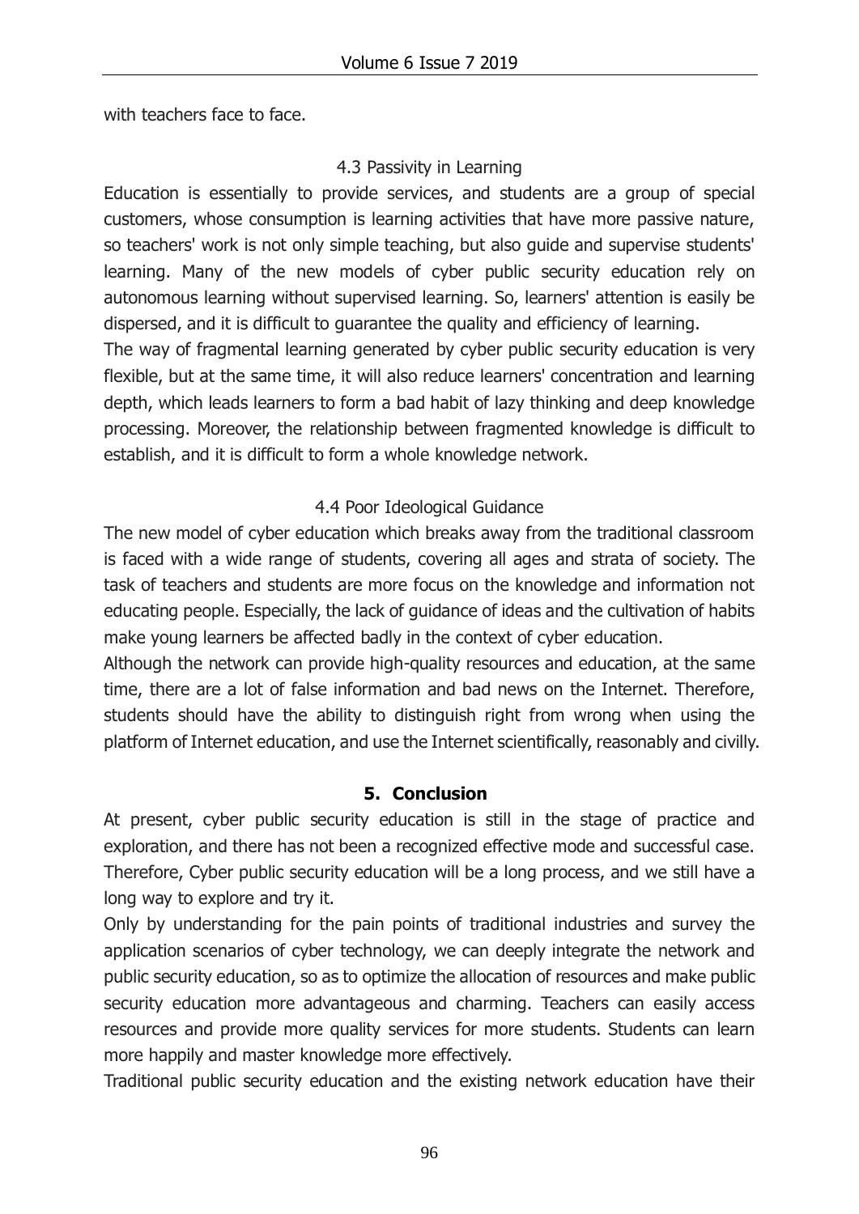with teachers face to face.

### 4.3 Passivity in Learning

Education is essentially to provide services, and students are a group of special customers, whose consumption is learning activities that have more passive nature, so teachers' work is not only simple teaching, but also guide and supervise students' learning. Many of the new models of cyber public security education rely on autonomous learning without supervised learning. So, learners' attention is easily be dispersed, and it is difficult to guarantee the quality and efficiency of learning.

The way of fragmental learning generated by cyber public security education is very flexible, but at the same time, it will also reduce learners' concentration and learning depth, which leads learners to form a bad habit of lazy thinking and deep knowledge processing. Moreover, the relationship between fragmented knowledge is difficult to establish, and it is difficult to form a whole knowledge network.

### 4.4 Poor Ideological Guidance

The new model of cyber education which breaks away from the traditional classroom is faced with a wide range of students, covering all ages and strata of society. The task of teachers and students are more focus on the knowledge and information not educating people. Especially, the lack of guidance of ideas and the cultivation of habits make young learners be affected badly in the context of cyber education.

Although the network can provide high-quality resources and education, at the same time, there are a lot of false information and bad news on the Internet. Therefore, students should have the ability to distinguish right from wrong when using the platform of Internet education, and use the Internet scientifically, reasonably and civilly.

## 5. Conclusion

At present, cyber public security education is still in the stage of practice and exploration, and there has not been a recognized effective mode and successful case. Therefore, Cyber public security education will be a long process, and we still have a long way to explore and try it.

Only by understanding for the pain points of traditional industries and survey the application scenarios of cyber technology, we can deeply integrate the network and public security education, so as to optimize the allocation of resources and make public security education more advantageous and charming. Teachers can easily access resources and provide more quality services for more students. Students can learn more happily and master knowledge more effectively.

Traditional public security education and the existing network education have their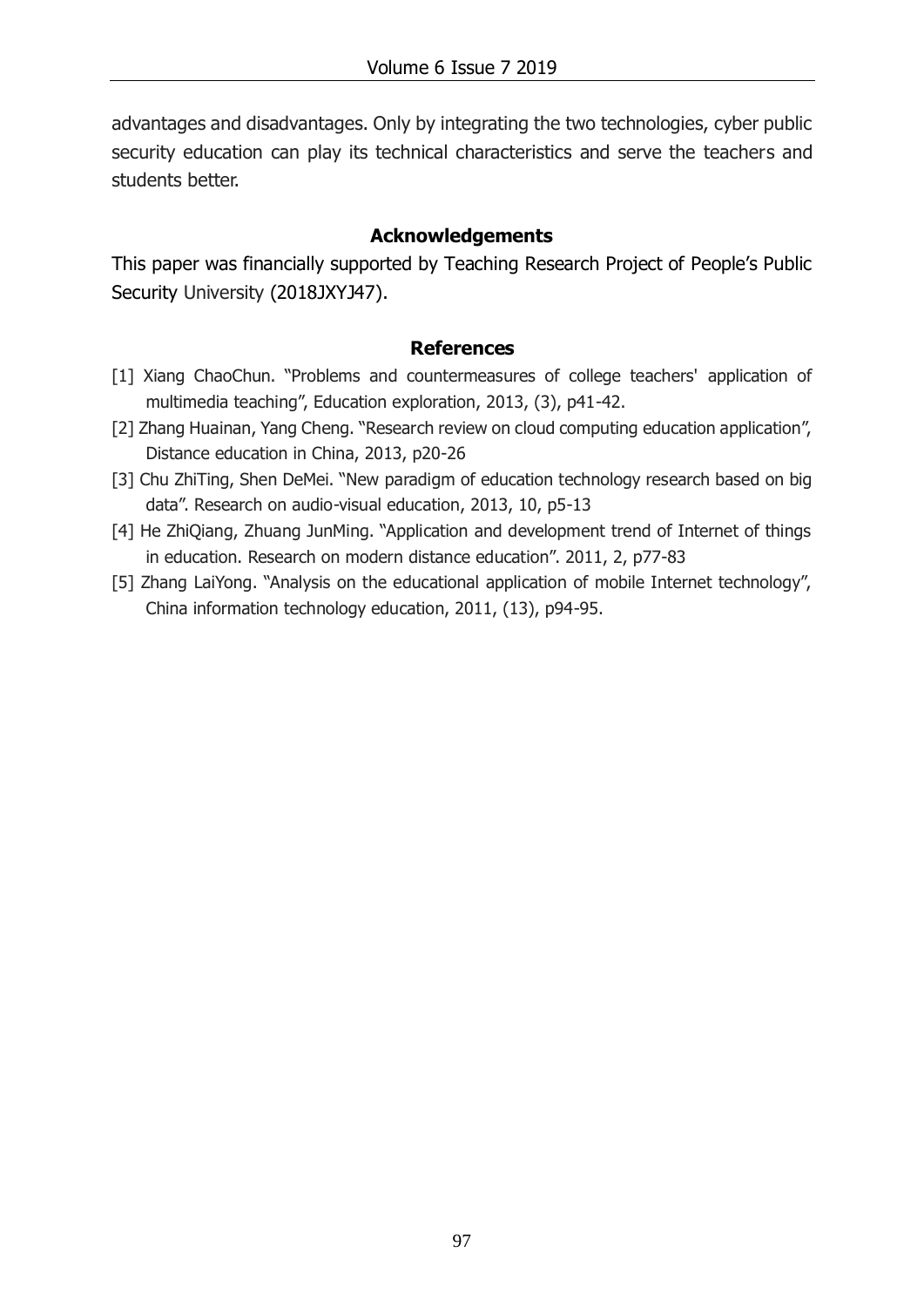advantages and disadvantages. Only by integrating the two technologies, cyber public security education can play its technical characteristics and serve the teachers and students better.

## Acknowledgements

This paper was financially supported by Teaching Research Project of People's Public Security University (2018JXYJ47).

## References

[1] Xiang ChaoChun. "Problems and countermeasures of college teachers' application of multimedia teaching", Education exploration, 2013, (3), p41-42.

[2] Zhang Huainan, Yang Cheng. "Research review on cloud computing education application", Distance education in China, 2013, p20-26

[3] Chu ZhiTing, Shen DeMei. "New paradigm of education technology research based on big data". Research on audio-visual education, 2013, 10, p5-13

[4] He ZhiQiang, Zhuang JunMing. "Application and development trend of Internet of things in education. Research on modern distance education". 2011, 2, p77-83

[5] Zhang LaiYong. "Analysis on the educational application of mobile Internet technology", China information technology education, 2011, (13), p94-95.